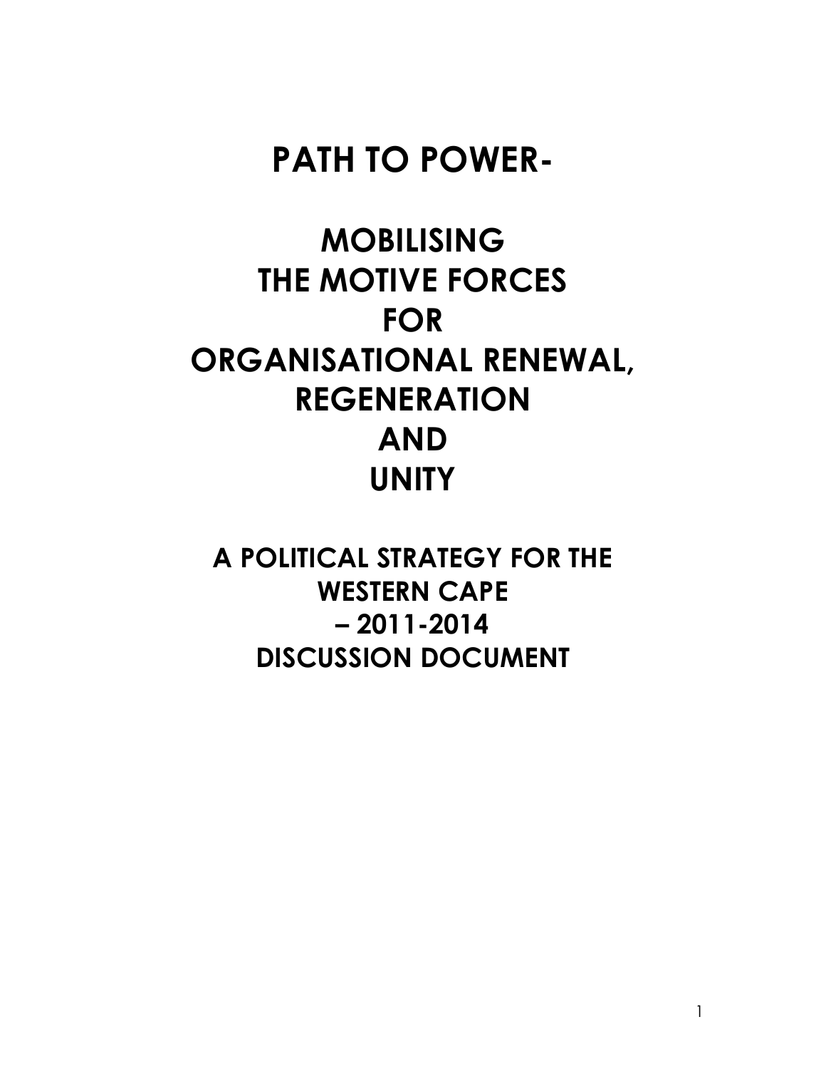# PATH TO POWER-

## MOBILISING THE MOTIVE FORCES FOR ORGANISATIONAL RENEWAL, REGENERATION AND UNITY

### A POLITICAL STRATEGY FOR THE WESTERN CAPE – 2011-2014 DISCUSSION DOCUMENT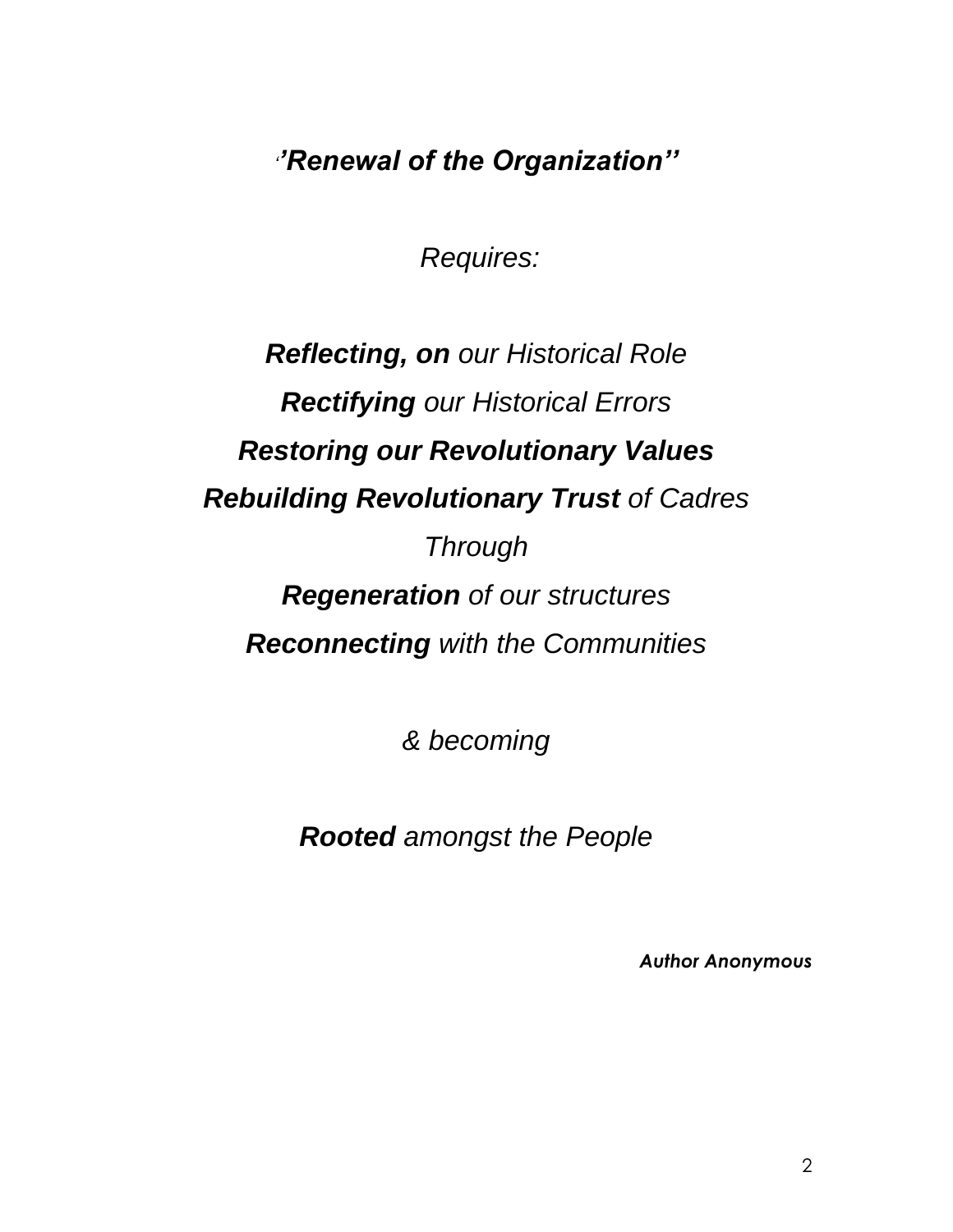*‘’**Renewal of the Organization’’***

*Requires:*

***Reflecting, on** our Historical Role*

***Rectifying** our Historical Errors*

***Restoring our Revolutionary Values***

***Rebuilding Revolutionary Trust** of Cadres*

*Through*

***Regeneration** of our structures*

***Reconnecting** with the Communities*

*& becoming*

***Rooted** amongst the People*

***Author Anonymous***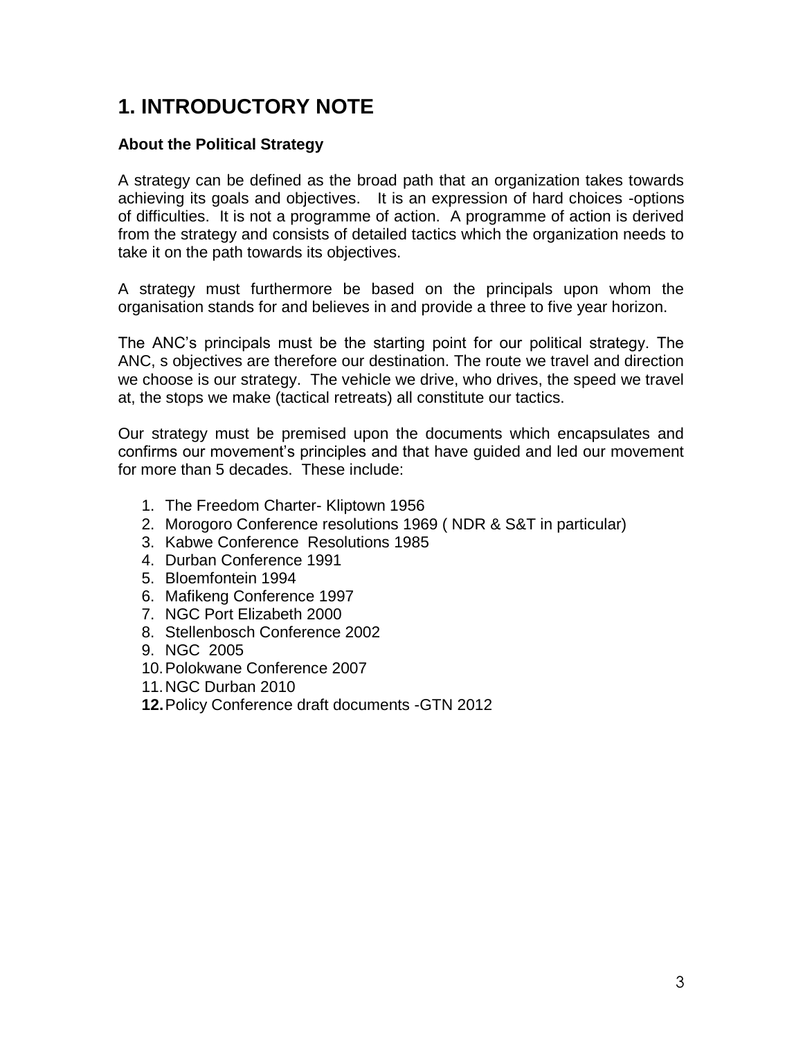# 1. INTRODUCTORY NOTE

**About the Political Strategy**

A strategy can be defined as the broad path that an organization takes towards achieving its goals and objectives. It is an expression of hard choices -options of difficulties. It is not a programme of action. A programme of action is derived from the strategy and consists of detailed tactics which the organization needs to take it on the path towards its objectives.

A strategy must furthermore be based on the principals upon whom the organisation stands for and believes in and provide a three to five year horizon.

The ANC's principals must be the starting point for our political strategy. The ANC, s objectives are therefore our destination. The route we travel and direction we choose is our strategy. The vehicle we drive, who drives, the speed we travel at, the stops we make (tactical retreats) all constitute our tactics.

Our strategy must be premised upon the documents which encapsulates and confirms our movement's principles and that have guided and led our movement for more than 5 decades. These include:

1. The Freedom Charter- Kliptown 1956
2. Morogoro Conference resolutions 1969 ( NDR & S&T in particular)
3. Kabwe Conference Resolutions 1985
4. Durban Conference 1991
5. Bloemfontein 1994
6. Mafikeng Conference 1997
7. NGC Port Elizabeth 2000
8. Stellenbosch Conference 2002
9. NGC 2005
10. Polokwane Conference 2007
11. NGC Durban 2010
12. Policy Conference draft documents -GTN 2012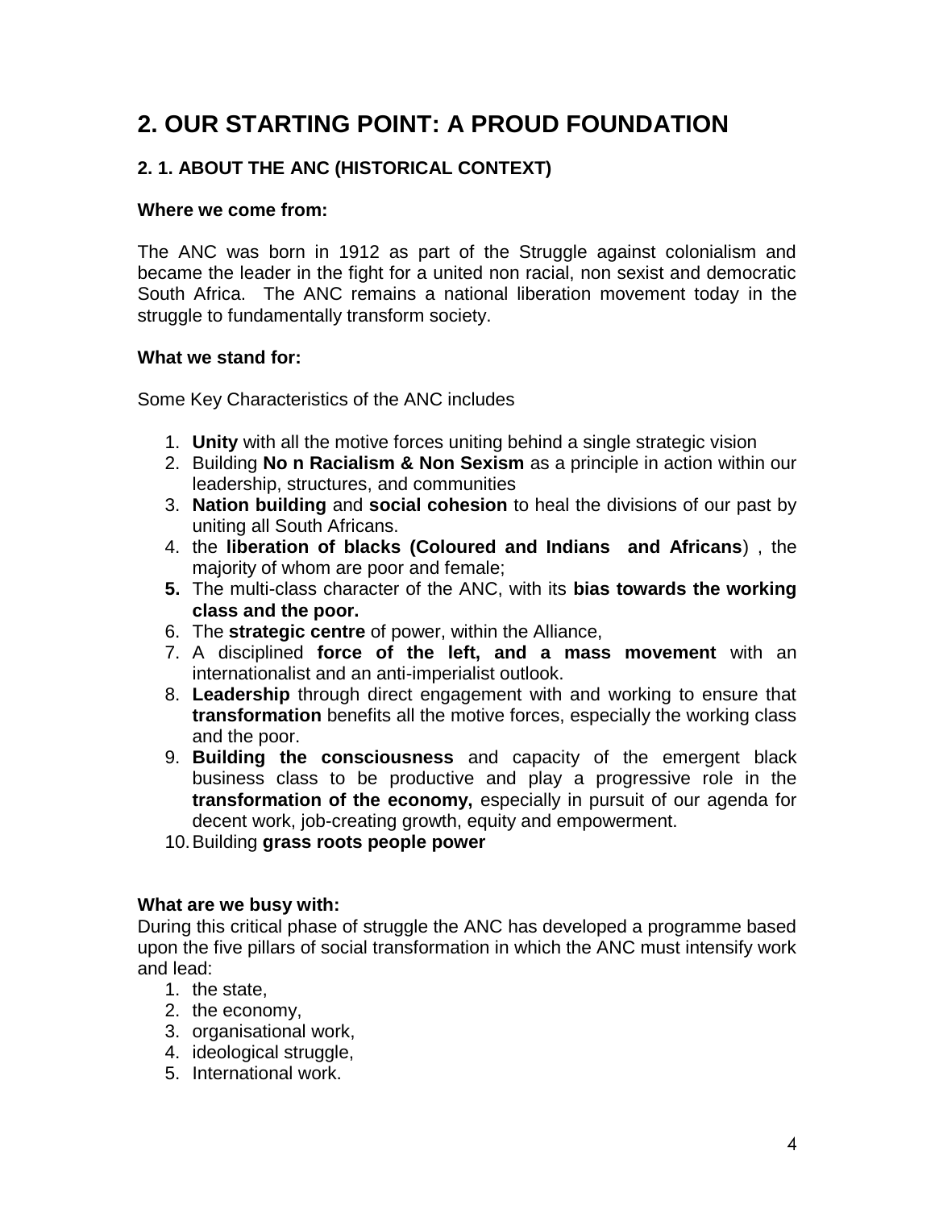# 2. OUR STARTING POINT: A PROUD FOUNDATION

## 2. 1. ABOUT THE ANC (HISTORICAL CONTEXT)

**Where we come from:**

The ANC was born in 1912 as part of the Struggle against colonialism and became the leader in the fight for a united non racial, non sexist and democratic South Africa. The ANC remains a national liberation movement today in the struggle to fundamentally transform society.

**What we stand for:**

Some Key Characteristics of the ANC includes

1. **Unity** with all the motive forces uniting behind a single strategic vision
2. Building **No n Racialism & Non Sexism** as a principle in action within our leadership, structures, and communities
3. **Nation building** and **social cohesion** to heal the divisions of our past by uniting all South Africans.
4. the **liberation of blacks (Coloured and Indians and Africans**) , the majority of whom are poor and female;
5. The multi-class character of the ANC, with its **bias towards the working class and the poor.**
6. The **strategic centre** of power, within the Alliance,
7. A disciplined **force of the left, and a mass movement** with an internationalist and an anti-imperialist outlook.
8. **Leadership** through direct engagement with and working to ensure that **transformation** benefits all the motive forces, especially the working class and the poor.
9. **Building the consciousness** and capacity of the emergent black business class to be productive and play a progressive role in the **transformation of the economy,** especially in pursuit of our agenda for decent work, job-creating growth, equity and empowerment.
10. Building **grass roots people power**

**What are we busy with:**

During this critical phase of struggle the ANC has developed a programme based upon the five pillars of social transformation in which the ANC must intensify work and lead:

1. the state,
2. the economy,
3. organisational work,
4. ideological struggle,
5. International work.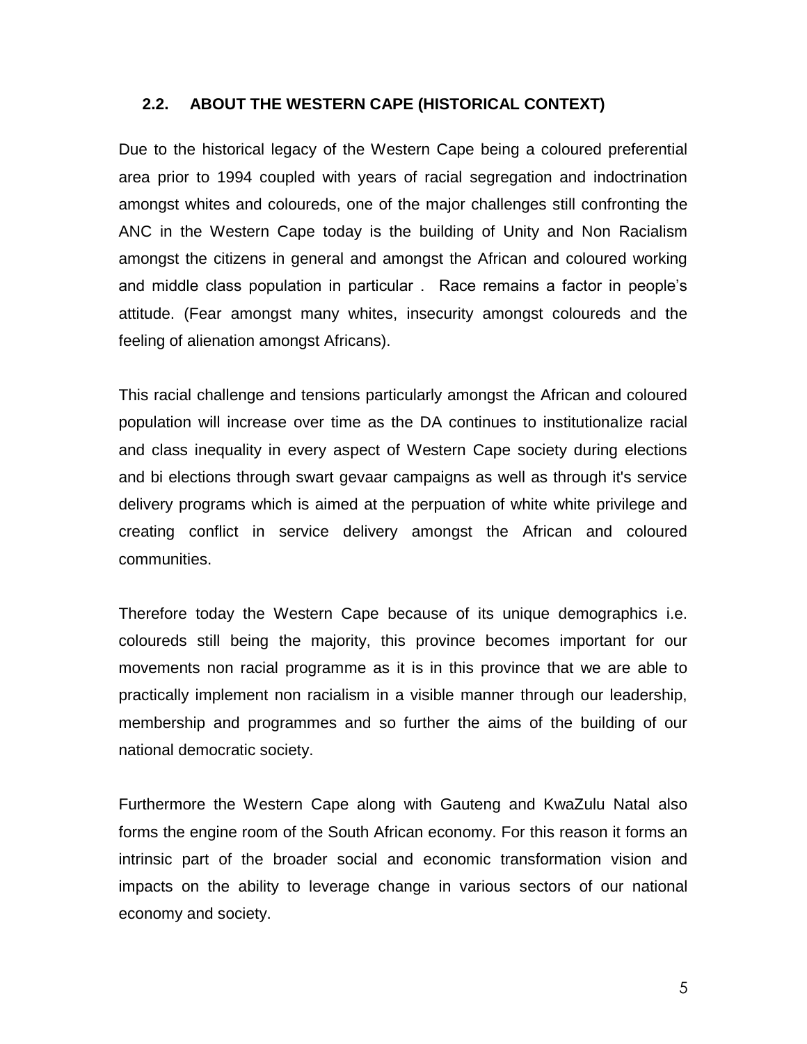## 2.2. ABOUT THE WESTERN CAPE (HISTORICAL CONTEXT)

Due to the historical legacy of the Western Cape being a coloured preferential area prior to 1994 coupled with years of racial segregation and indoctrination amongst whites and coloureds, one of the major challenges still confronting the ANC in the Western Cape today is the building of Unity and Non Racialism amongst the citizens in general and amongst the African and coloured working and middle class population in particular . Race remains a factor in people's attitude. (Fear amongst many whites, insecurity amongst coloureds and the feeling of alienation amongst Africans).

This racial challenge and tensions particularly amongst the African and coloured population will increase over time as the DA continues to institutionalize racial and class inequality in every aspect of Western Cape society during elections and bi elections through swart gevaar campaigns as well as through it's service delivery programs which is aimed at the perpuation of white white privilege and creating conflict in service delivery amongst the African and coloured communities.

Therefore today the Western Cape because of its unique demographics i.e. coloureds still being the majority, this province becomes important for our movements non racial programme as it is in this province that we are able to practically implement non racialism in a visible manner through our leadership, membership and programmes and so further the aims of the building of our national democratic society.

Furthermore the Western Cape along with Gauteng and KwaZulu Natal also forms the engine room of the South African economy. For this reason it forms an intrinsic part of the broader social and economic transformation vision and impacts on the ability to leverage change in various sectors of our national economy and society.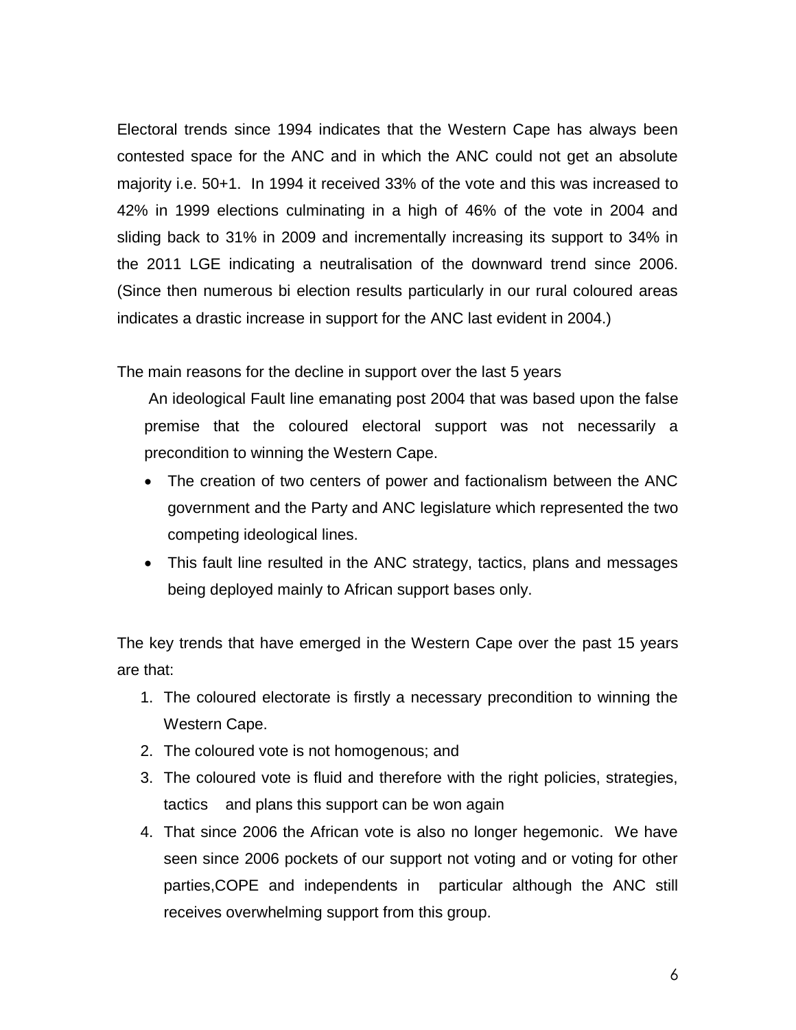Electoral trends since 1994 indicates that the Western Cape has always been contested space for the ANC and in which the ANC could not get an absolute majority i.e. 50+1. In 1994 it received 33% of the vote and this was increased to 42% in 1999 elections culminating in a high of 46% of the vote in 2004 and sliding back to 31% in 2009 and incrementally increasing its support to 34% in the 2011 LGE indicating a neutralisation of the downward trend since 2006. (Since then numerous bi election results particularly in our rural coloured areas indicates a drastic increase in support for the ANC last evident in 2004.)

The main reasons for the decline in support over the last 5 years

An ideological Fault line emanating post 2004 that was based upon the false premise that the coloured electoral support was not necessarily a precondition to winning the Western Cape.

- The creation of two centers of power and factionalism between the ANC government and the Party and ANC legislature which represented the two competing ideological lines.
- This fault line resulted in the ANC strategy, tactics, plans and messages being deployed mainly to African support bases only.

The key trends that have emerged in the Western Cape over the past 15 years are that:

1. The coloured electorate is firstly a necessary precondition to winning the Western Cape.
2. The coloured vote is not homogenous; and
3. The coloured vote is fluid and therefore with the right policies, strategies, tactics and plans this support can be won again
4. That since 2006 the African vote is also no longer hegemonic. We have seen since 2006 pockets of our support not voting and or voting for other parties,COPE and independents in particular although the ANC still receives overwhelming support from this group.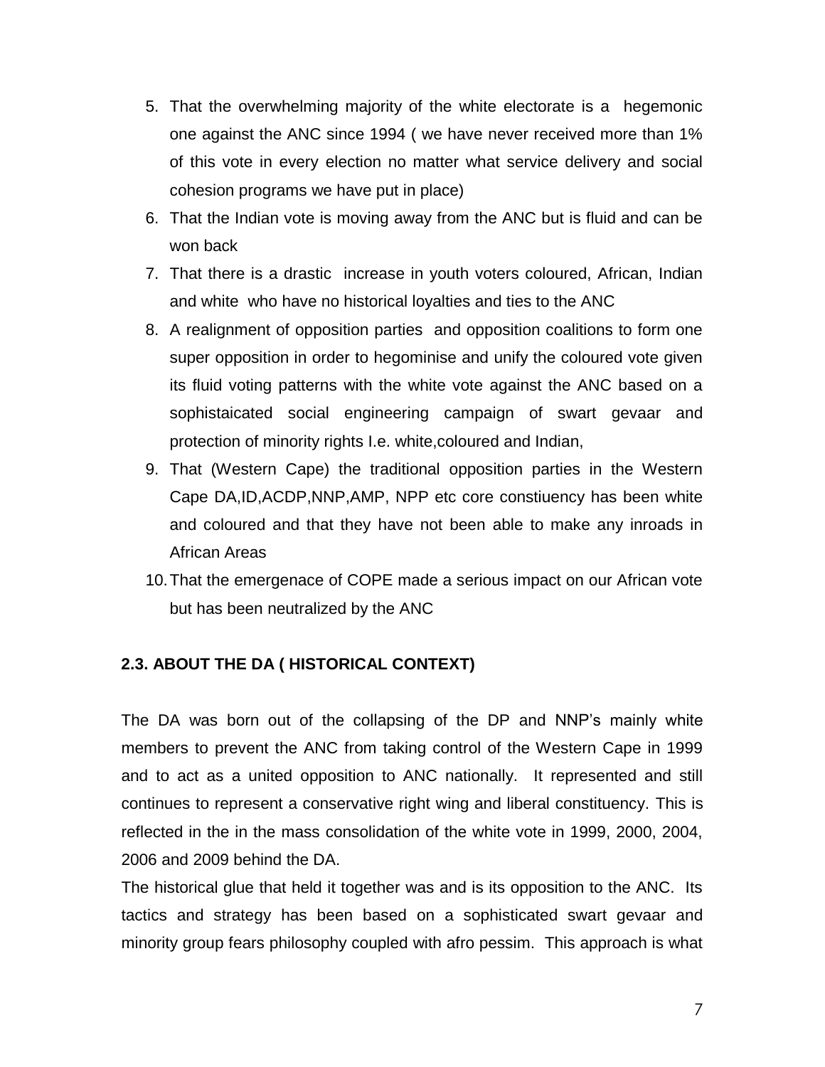5. That the overwhelming majority of the white electorate is a  hegemonic one against the ANC since 1994 ( we have never received more than 1% of this vote in every election no matter what service delivery and social cohesion programs we have put in place)
6. That the Indian vote is moving away from the ANC but is fluid and can be won back
7. That there is a drastic  increase in youth voters coloured, African, Indian and white  who have no historical loyalties and ties to the ANC
8. A realignment of opposition parties  and opposition coalitions to form one super opposition in order to hegominise and unify the coloured vote given its fluid voting patterns with the white vote against the ANC based on a sophistaicated social engineering campaign of swart gevaar and protection of minority rights I.e. white,coloured and Indian,
9. That (Western Cape) the traditional opposition parties in the Western Cape DA,ID,ACDP,NNP,AMP, NPP etc core constiuency has been white and coloured and that they have not been able to make any inroads in African Areas
10. That the emergenace of COPE made a serious impact on our African vote but has been neutralized by the ANC

### 2.3. ABOUT THE DA ( HISTORICAL CONTEXT)

The DA was born out of the collapsing of the DP and NNP's mainly white members to prevent the ANC from taking control of the Western Cape in 1999 and to act as a united opposition to ANC nationally.  It represented and still continues to represent a conservative right wing and liberal constituency. This is reflected in the in the mass consolidation of the white vote in 1999, 2000, 2004, 2006 and 2009 behind the DA.

The historical glue that held it together was and is its opposition to the ANC.  Its tactics and strategy has been based on a sophisticated swart gevaar and minority group fears philosophy coupled with afro pessim.  This approach is what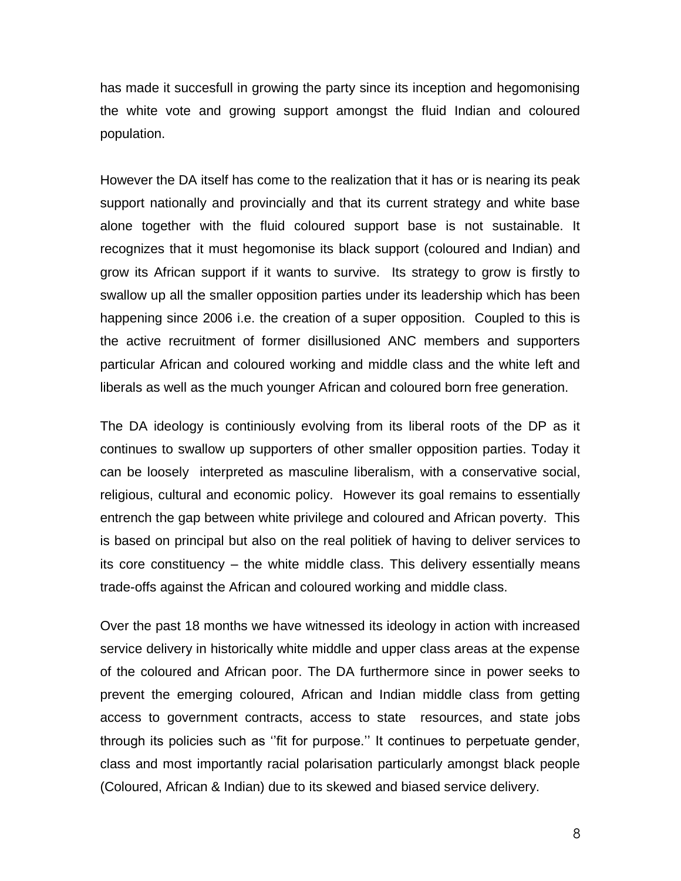has made it succesfull in growing the party since its inception and hegomonising the white vote and growing support amongst the fluid Indian and coloured population.

However the DA itself has come to the realization that it has or is nearing its peak support nationally and provincially and that its current strategy and white base alone together with the fluid coloured support base is not sustainable. It recognizes that it must hegomonise its black support (coloured and Indian) and grow its African support if it wants to survive. Its strategy to grow is firstly to swallow up all the smaller opposition parties under its leadership which has been happening since 2006 i.e. the creation of a super opposition. Coupled to this is the active recruitment of former disillusioned ANC members and supporters particular African and coloured working and middle class and the white left and liberals as well as the much younger African and coloured born free generation.

The DA ideology is continiously evolving from its liberal roots of the DP as it continues to swallow up supporters of other smaller opposition parties. Today it can be loosely interpreted as masculine liberalism, with a conservative social, religious, cultural and economic policy. However its goal remains to essentially entrench the gap between white privilege and coloured and African poverty. This is based on principal but also on the real politiek of having to deliver services to its core constituency – the white middle class. This delivery essentially means trade-offs against the African and coloured working and middle class.

Over the past 18 months we have witnessed its ideology in action with increased service delivery in historically white middle and upper class areas at the expense of the coloured and African poor. The DA furthermore since in power seeks to prevent the emerging coloured, African and Indian middle class from getting access to government contracts, access to state resources, and state jobs through its policies such as ''fit for purpose.'' It continues to perpetuate gender, class and most importantly racial polarisation particularly amongst black people (Coloured, African & Indian) due to its skewed and biased service delivery.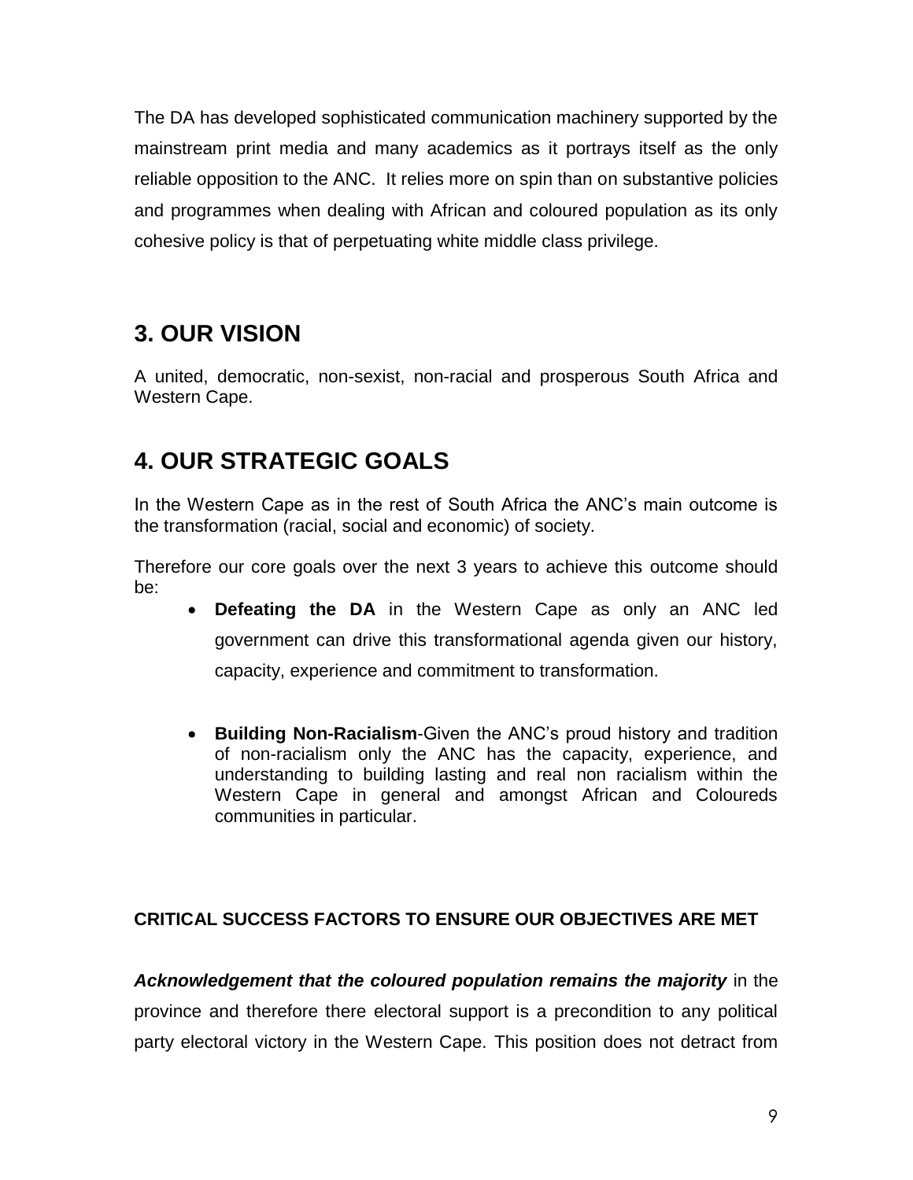The DA has developed sophisticated communication machinery supported by the mainstream print media and many academics as it portrays itself as the only reliable opposition to the ANC. It relies more on spin than on substantive policies and programmes when dealing with African and coloured population as its only cohesive policy is that of perpetuating white middle class privilege.

## 3. OUR VISION

A united, democratic, non-sexist, non-racial and prosperous South Africa and Western Cape.

## 4. OUR STRATEGIC GOALS

In the Western Cape as in the rest of South Africa the ANC's main outcome is the transformation (racial, social and economic) of society.

Therefore our core goals over the next 3 years to achieve this outcome should be:

- **Defeating the DA** in the Western Cape as only an ANC led government can drive this transformational agenda given our history, capacity, experience and commitment to transformation.

- **Building Non-Racialism**-Given the ANC's proud history and tradition of non-racialism only the ANC has the capacity, experience, and understanding to building lasting and real non racialism within the Western Cape in general and amongst African and Coloureds communities in particular.

**CRITICAL SUCCESS FACTORS TO ENSURE OUR OBJECTIVES ARE MET**

***Acknowledgement that the coloured population remains the majority*** in the province and therefore there electoral support is a precondition to any political party electoral victory in the Western Cape. This position does not detract from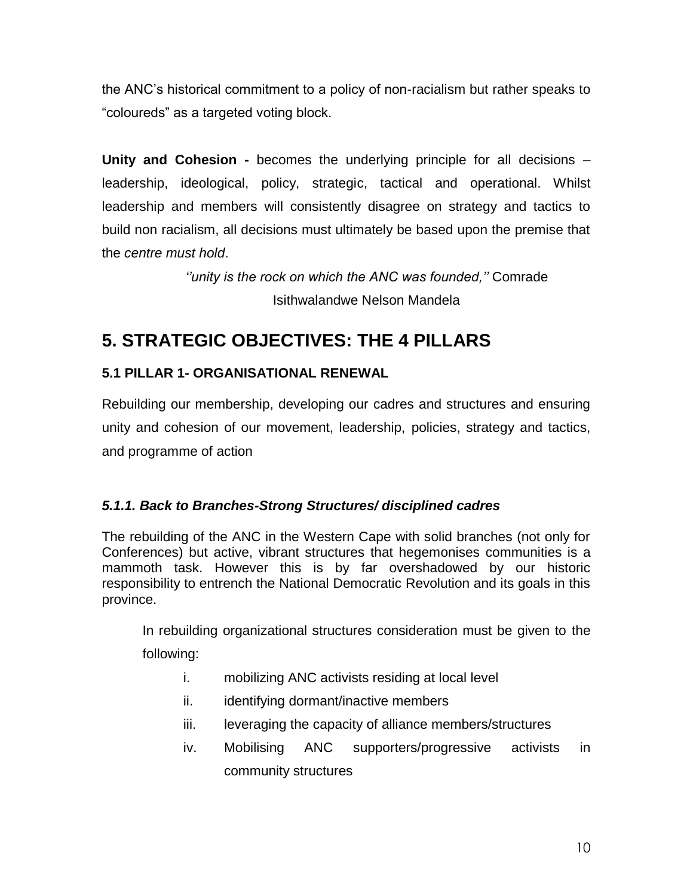the ANC's historical commitment to a policy of non-racialism but rather speaks to "coloureds" as a targeted voting block.

**Unity and Cohesion -** becomes the underlying principle for all decisions – leadership, ideological, policy, strategic, tactical and operational. Whilst leadership and members will consistently disagree on strategy and tactics to build non racialism, all decisions must ultimately be based upon the premise that the *centre must hold*.

> *''unity is the rock on which the ANC was founded,''* Comrade Isithwalandwe Nelson Mandela

## 5. STRATEGIC OBJECTIVES: THE 4 PILLARS

### 5.1 PILLAR 1- ORGANISATIONAL RENEWAL

Rebuilding our membership, developing our cadres and structures and ensuring unity and cohesion of our movement, leadership, policies, strategy and tactics, and programme of action

#### *5.1.1. Back to Branches-Strong Structures/ disciplined cadres*

The rebuilding of the ANC in the Western Cape with solid branches (not only for Conferences) but active, vibrant structures that hegemonises communities is a mammoth task. However this is by far overshadowed by our historic responsibility to entrench the National Democratic Revolution and its goals in this province.

In rebuilding organizational structures consideration must be given to the following:

i. mobilizing ANC activists residing at local level
ii. identifying dormant/inactive members
iii. leveraging the capacity of alliance members/structures
iv. Mobilising ANC supporters/progressive activists in community structures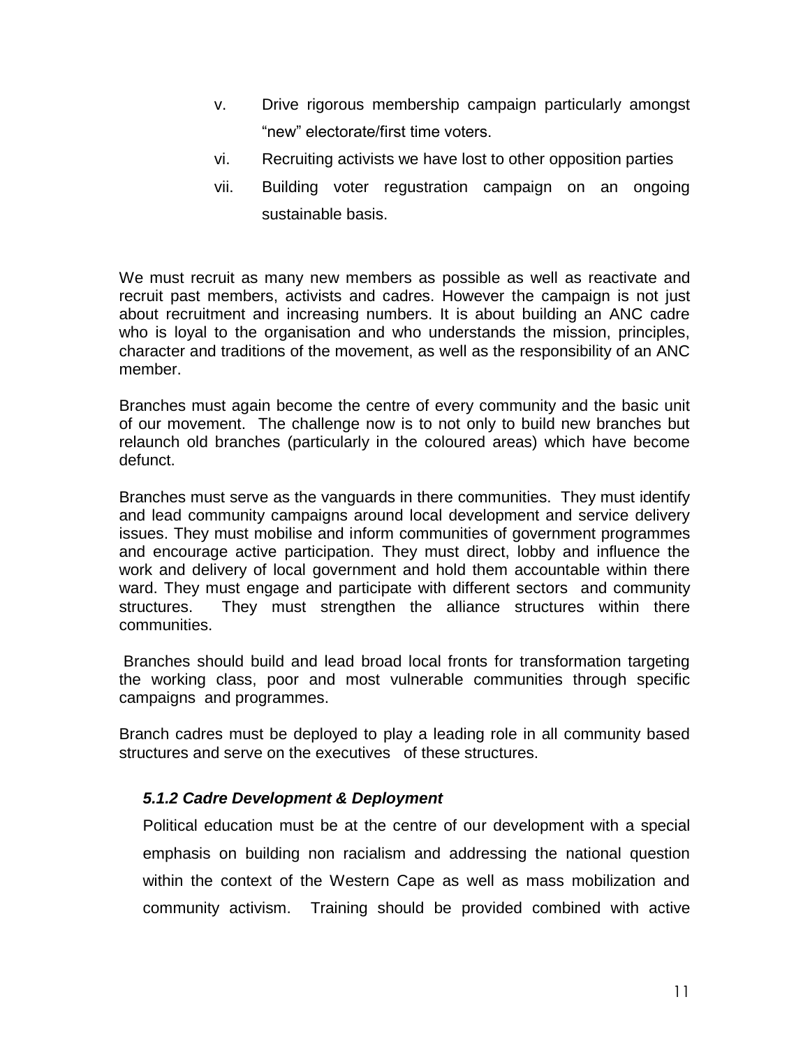v. Drive rigorous membership campaign particularly amongst "new" electorate/first time voters.
vi. Recruiting activists we have lost to other opposition parties
vii. Building voter regustration campaign on an ongoing sustainable basis.

We must recruit as many new members as possible as well as reactivate and recruit past members, activists and cadres. However the campaign is not just about recruitment and increasing numbers. It is about building an ANC cadre who is loyal to the organisation and who understands the mission, principles, character and traditions of the movement, as well as the responsibility of an ANC member.

Branches must again become the centre of every community and the basic unit of our movement. The challenge now is to not only to build new branches but relaunch old branches (particularly in the coloured areas) which have become defunct.

Branches must serve as the vanguards in there communities. They must identify and lead community campaigns around local development and service delivery issues. They must mobilise and inform communities of government programmes and encourage active participation. They must direct, lobby and influence the work and delivery of local government and hold them accountable within there ward. They must engage and participate with different sectors and community structures. They must strengthen the alliance structures within there communities.

Branches should build and lead broad local fronts for transformation targeting the working class, poor and most vulnerable communities through specific campaigns and programmes.

Branch cadres must be deployed to play a leading role in all community based structures and serve on the executives of these structures.

#### *5.1.2 Cadre Development & Deployment*

Political education must be at the centre of our development with a special emphasis on building non racialism and addressing the national question within the context of the Western Cape as well as mass mobilization and community activism. Training should be provided combined with active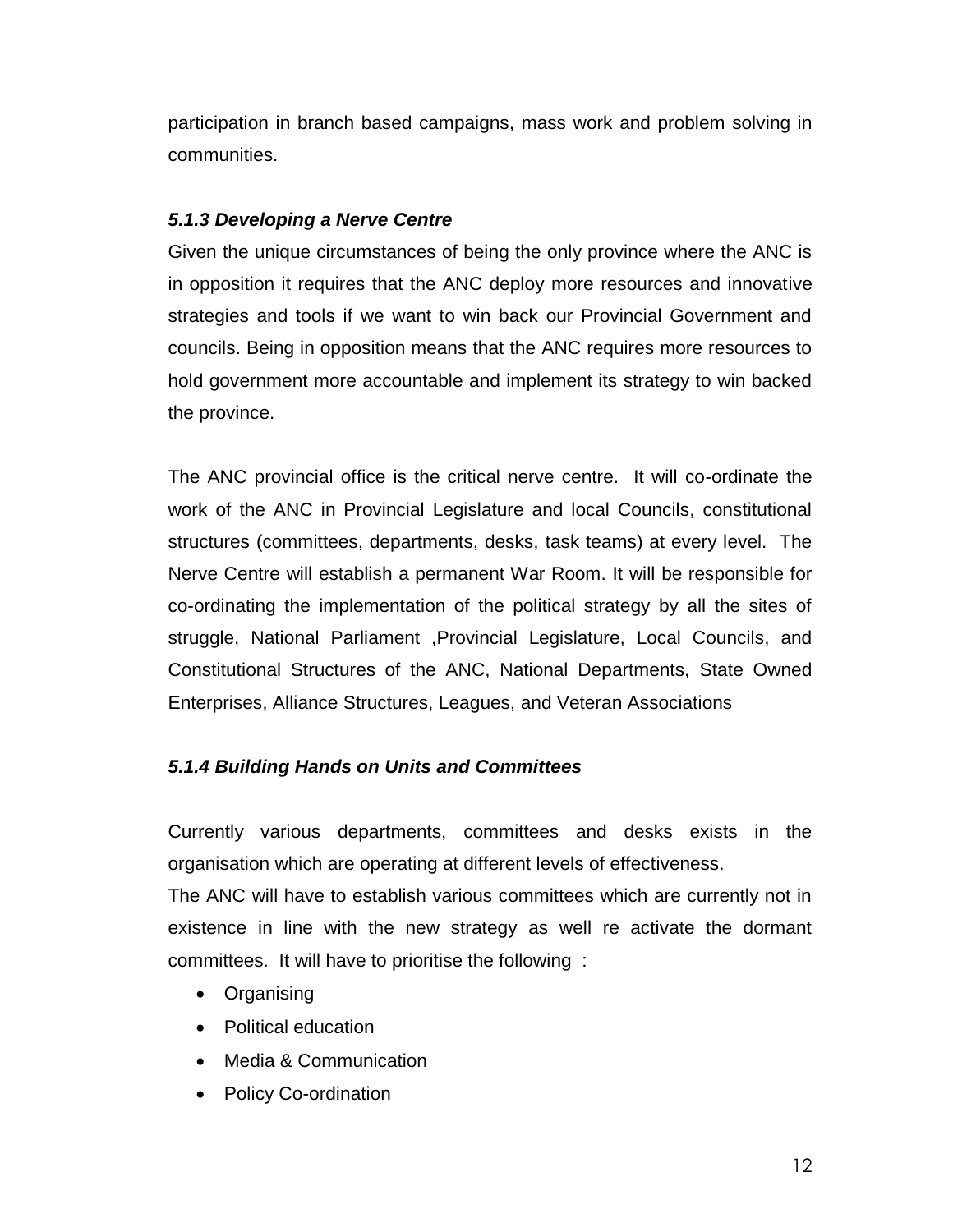participation in branch based campaigns, mass work and problem solving in communities.

#### *5.1.3 Developing a Nerve Centre*

Given the unique circumstances of being the only province where the ANC is in opposition it requires that the ANC deploy more resources and innovative strategies and tools if we want to win back our Provincial Government and councils. Being in opposition means that the ANC requires more resources to hold government more accountable and implement its strategy to win backed the province.

The ANC provincial office is the critical nerve centre. It will co-ordinate the work of the ANC in Provincial Legislature and local Councils, constitutional structures (committees, departments, desks, task teams) at every level. The Nerve Centre will establish a permanent War Room. It will be responsible for co-ordinating the implementation of the political strategy by all the sites of struggle, National Parliament ,Provincial Legislature, Local Councils, and Constitutional Structures of the ANC, National Departments, State Owned Enterprises, Alliance Structures, Leagues, and Veteran Associations

#### *5.1.4 Building Hands on Units and Committees*

Currently various departments, committees and desks exists in the organisation which are operating at different levels of effectiveness.

The ANC will have to establish various committees which are currently not in existence in line with the new strategy as well re activate the dormant committees. It will have to prioritise the following :

- Organising
- Political education
- Media & Communication
- Policy Co-ordination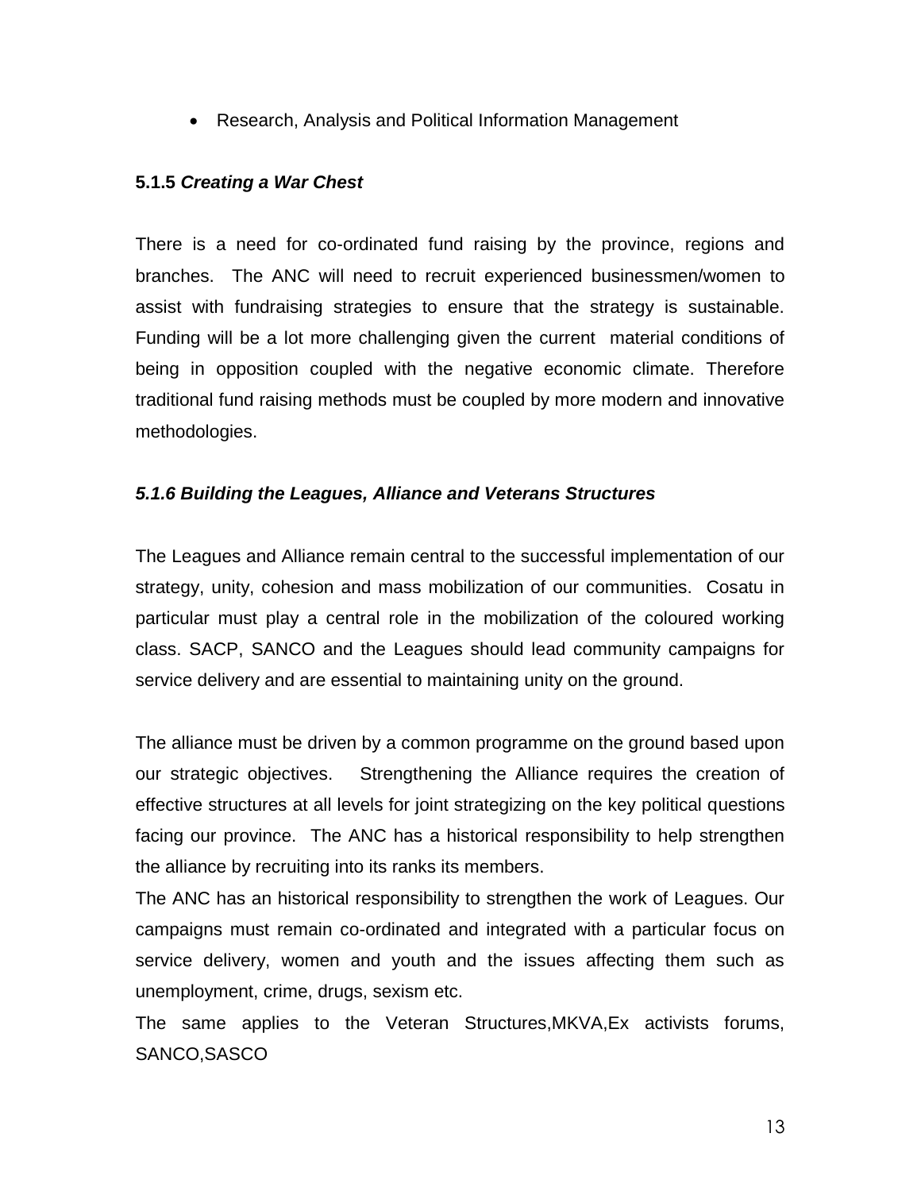- Research, Analysis and Political Information Management

#### 5.1.5 ***Creating a War Chest***

There is a need for co-ordinated fund raising by the province, regions and branches. The ANC will need to recruit experienced businessmen/women to assist with fundraising strategies to ensure that the strategy is sustainable. Funding will be a lot more challenging given the current material conditions of being in opposition coupled with the negative economic climate. Therefore traditional fund raising methods must be coupled by more modern and innovative methodologies.

#### ***5.1.6 Building the Leagues, Alliance and Veterans Structures***

The Leagues and Alliance remain central to the successful implementation of our strategy, unity, cohesion and mass mobilization of our communities. Cosatu in particular must play a central role in the mobilization of the coloured working class. SACP, SANCO and the Leagues should lead community campaigns for service delivery and are essential to maintaining unity on the ground.

The alliance must be driven by a common programme on the ground based upon our strategic objectives. Strengthening the Alliance requires the creation of effective structures at all levels for joint strategizing on the key political questions facing our province. The ANC has a historical responsibility to help strengthen the alliance by recruiting into its ranks its members.

The ANC has an historical responsibility to strengthen the work of Leagues. Our campaigns must remain co-ordinated and integrated with a particular focus on service delivery, women and youth and the issues affecting them such as unemployment, crime, drugs, sexism etc.

The same applies to the Veteran Structures,MKVA,Ex activists forums, SANCO,SASCO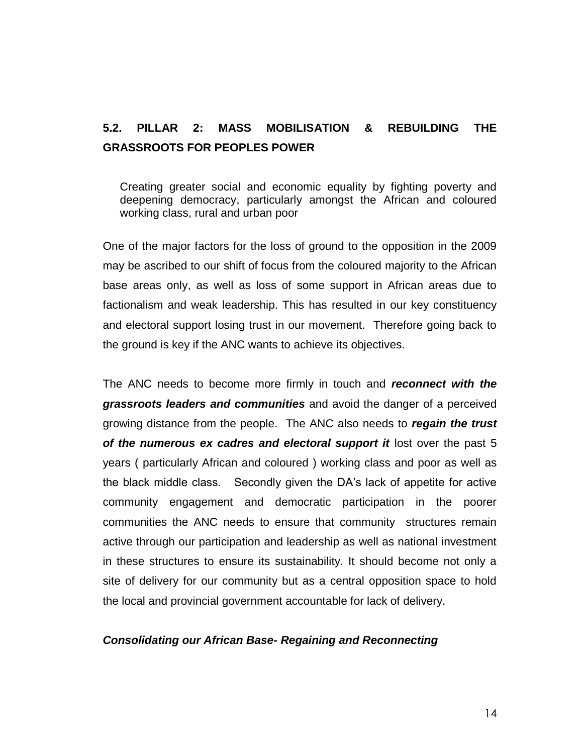## 5.2. PILLAR 2: MASS MOBILISATION & REBUILDING THE GRASSROOTS FOR PEOPLES POWER

> Creating greater social and economic equality by fighting poverty and deepening democracy, particularly amongst the African and coloured working class, rural and urban poor

One of the major factors for the loss of ground to the opposition in the 2009 may be ascribed to our shift of focus from the coloured majority to the African base areas only, as well as loss of some support in African areas due to factionalism and weak leadership. This has resulted in our key constituency and electoral support losing trust in our movement. Therefore going back to the ground is key if the ANC wants to achieve its objectives.

The ANC needs to become more firmly in touch and ***reconnect with the grassroots leaders and communities*** and avoid the danger of a perceived growing distance from the people. The ANC also needs to ***regain the trust of the numerous ex cadres and electoral support it*** lost over the past 5 years ( particularly African and coloured ) working class and poor as well as the black middle class. Secondly given the DA's lack of appetite for active community engagement and democratic participation in the poorer communities the ANC needs to ensure that community structures remain active through our participation and leadership as well as national investment in these structures to ensure its sustainability. It should become not only a site of delivery for our community but as a central opposition space to hold the local and provincial government accountable for lack of delivery.

***Consolidating our African Base- Regaining and Reconnecting***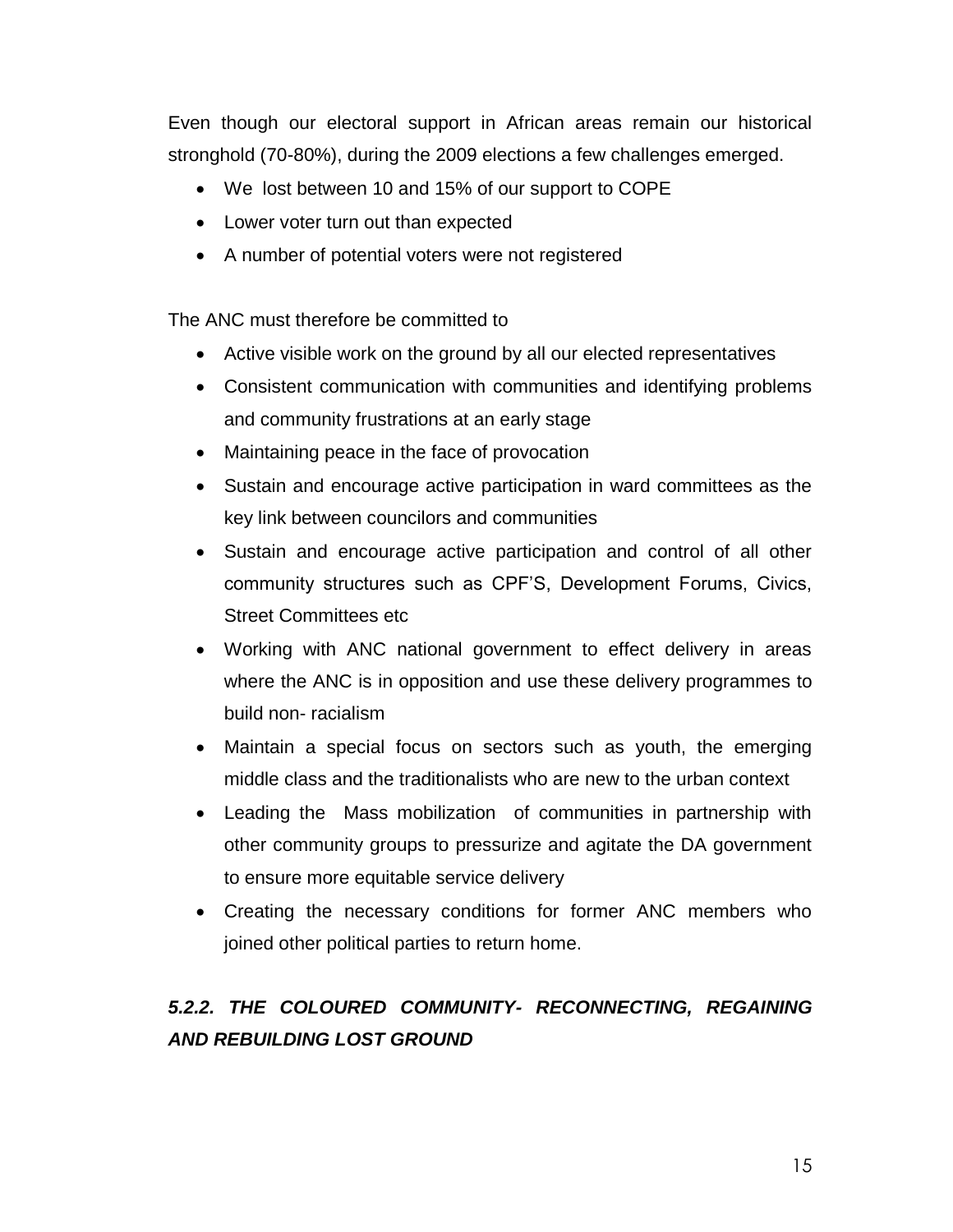Even though our electoral support in African areas remain our historical stronghold (70-80%), during the 2009 elections a few challenges emerged.

- We lost between 10 and 15% of our support to COPE
- Lower voter turn out than expected
- A number of potential voters were not registered

The ANC must therefore be committed to

- Active visible work on the ground by all our elected representatives
- Consistent communication with communities and identifying problems and community frustrations at an early stage
- Maintaining peace in the face of provocation
- Sustain and encourage active participation in ward committees as the key link between councilors and communities
- Sustain and encourage active participation and control of all other community structures such as CPF'S, Development Forums, Civics, Street Committees etc
- Working with ANC national government to effect delivery in areas where the ANC is in opposition and use these delivery programmes to build non- racialism
- Maintain a special focus on sectors such as youth, the emerging middle class and the traditionalists who are new to the urban context
- Leading the Mass mobilization of communities in partnership with other community groups to pressurize and agitate the DA government to ensure more equitable service delivery
- Creating the necessary conditions for former ANC members who joined other political parties to return home.

### *5.2.2. THE COLOURED COMMUNITY- RECONNECTING, REGAINING AND REBUILDING LOST GROUND*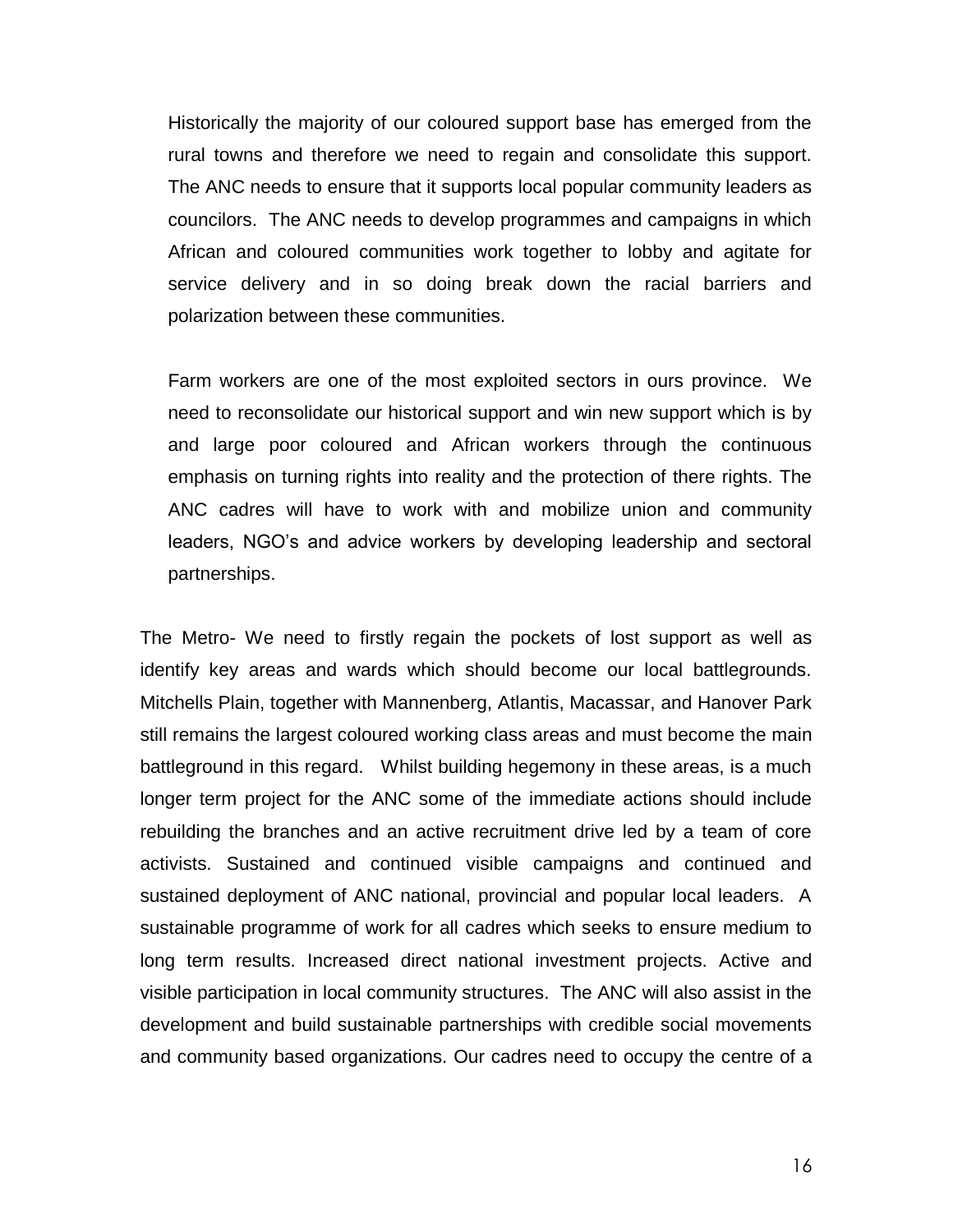Historically the majority of our coloured support base has emerged from the rural towns and therefore we need to regain and consolidate this support. The ANC needs to ensure that it supports local popular community leaders as councilors. The ANC needs to develop programmes and campaigns in which African and coloured communities work together to lobby and agitate for service delivery and in so doing break down the racial barriers and polarization between these communities.

Farm workers are one of the most exploited sectors in ours province. We need to reconsolidate our historical support and win new support which is by and large poor coloured and African workers through the continuous emphasis on turning rights into reality and the protection of there rights. The ANC cadres will have to work with and mobilize union and community leaders, NGO's and advice workers by developing leadership and sectoral partnerships.

The Metro- We need to firstly regain the pockets of lost support as well as identify key areas and wards which should become our local battlegrounds. Mitchells Plain, together with Mannenberg, Atlantis, Macassar, and Hanover Park still remains the largest coloured working class areas and must become the main battleground in this regard. Whilst building hegemony in these areas, is a much longer term project for the ANC some of the immediate actions should include rebuilding the branches and an active recruitment drive led by a team of core activists. Sustained and continued visible campaigns and continued and sustained deployment of ANC national, provincial and popular local leaders. A sustainable programme of work for all cadres which seeks to ensure medium to long term results. Increased direct national investment projects. Active and visible participation in local community structures. The ANC will also assist in the development and build sustainable partnerships with credible social movements and community based organizations. Our cadres need to occupy the centre of a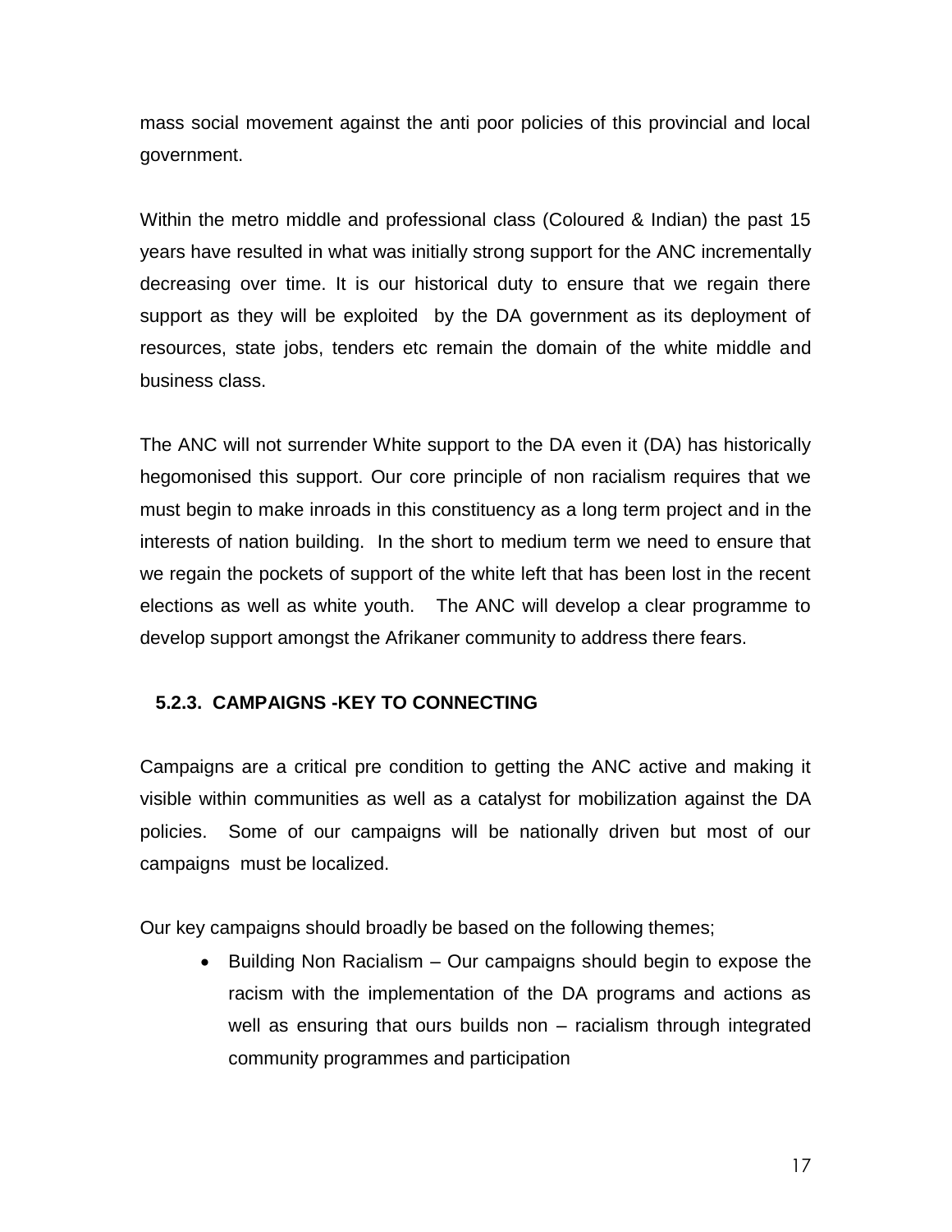mass social movement against the anti poor policies of this provincial and local government.

Within the metro middle and professional class (Coloured & Indian) the past 15 years have resulted in what was initially strong support for the ANC incrementally decreasing over time. It is our historical duty to ensure that we regain there support as they will be exploited by the DA government as its deployment of resources, state jobs, tenders etc remain the domain of the white middle and business class.

The ANC will not surrender White support to the DA even it (DA) has historically hegomonised this support. Our core principle of non racialism requires that we must begin to make inroads in this constituency as a long term project and in the interests of nation building. In the short to medium term we need to ensure that we regain the pockets of support of the white left that has been lost in the recent elections as well as white youth. The ANC will develop a clear programme to develop support amongst the Afrikaner community to address there fears.

### 5.2.3. CAMPAIGNS -KEY TO CONNECTING

Campaigns are a critical pre condition to getting the ANC active and making it visible within communities as well as a catalyst for mobilization against the DA policies. Some of our campaigns will be nationally driven but most of our campaigns must be localized.

Our key campaigns should broadly be based on the following themes;

- Building Non Racialism – Our campaigns should begin to expose the racism with the implementation of the DA programs and actions as well as ensuring that ours builds non – racialism through integrated community programmes and participation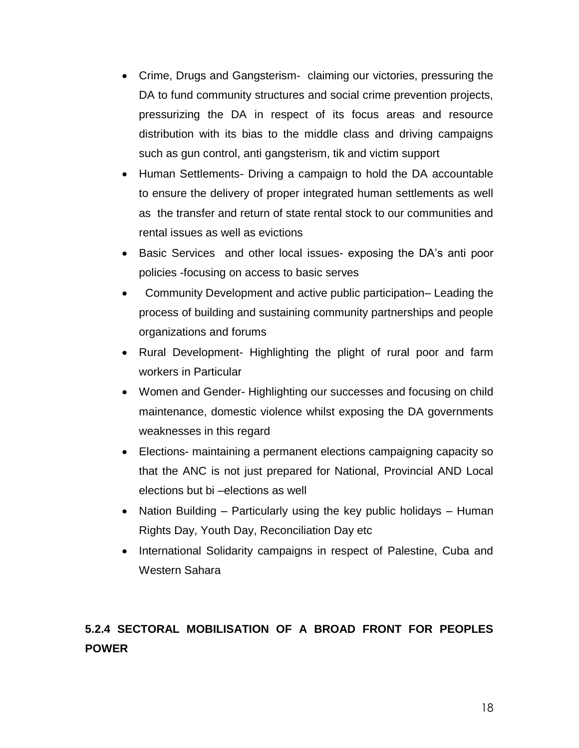- Crime, Drugs and Gangsterism- claiming our victories, pressuring the DA to fund community structures and social crime prevention projects, pressurizing the DA in respect of its focus areas and resource distribution with its bias to the middle class and driving campaigns such as gun control, anti gangsterism, tik and victim support
- Human Settlements- Driving a campaign to hold the DA accountable to ensure the delivery of proper integrated human settlements as well as the transfer and return of state rental stock to our communities and rental issues as well as evictions
- Basic Services and other local issues- exposing the DA's anti poor policies -focusing on access to basic serves
- Community Development and active public participation– Leading the process of building and sustaining community partnerships and people organizations and forums
- Rural Development- Highlighting the plight of rural poor and farm workers in Particular
- Women and Gender- Highlighting our successes and focusing on child maintenance, domestic violence whilst exposing the DA governments weaknesses in this regard
- Elections- maintaining a permanent elections campaigning capacity so that the ANC is not just prepared for National, Provincial AND Local elections but bi –elections as well
- Nation Building – Particularly using the key public holidays – Human Rights Day, Youth Day, Reconciliation Day etc
- International Solidarity campaigns in respect of Palestine, Cuba and Western Sahara

### 5.2.4 SECTORAL MOBILISATION OF A BROAD FRONT FOR PEOPLES POWER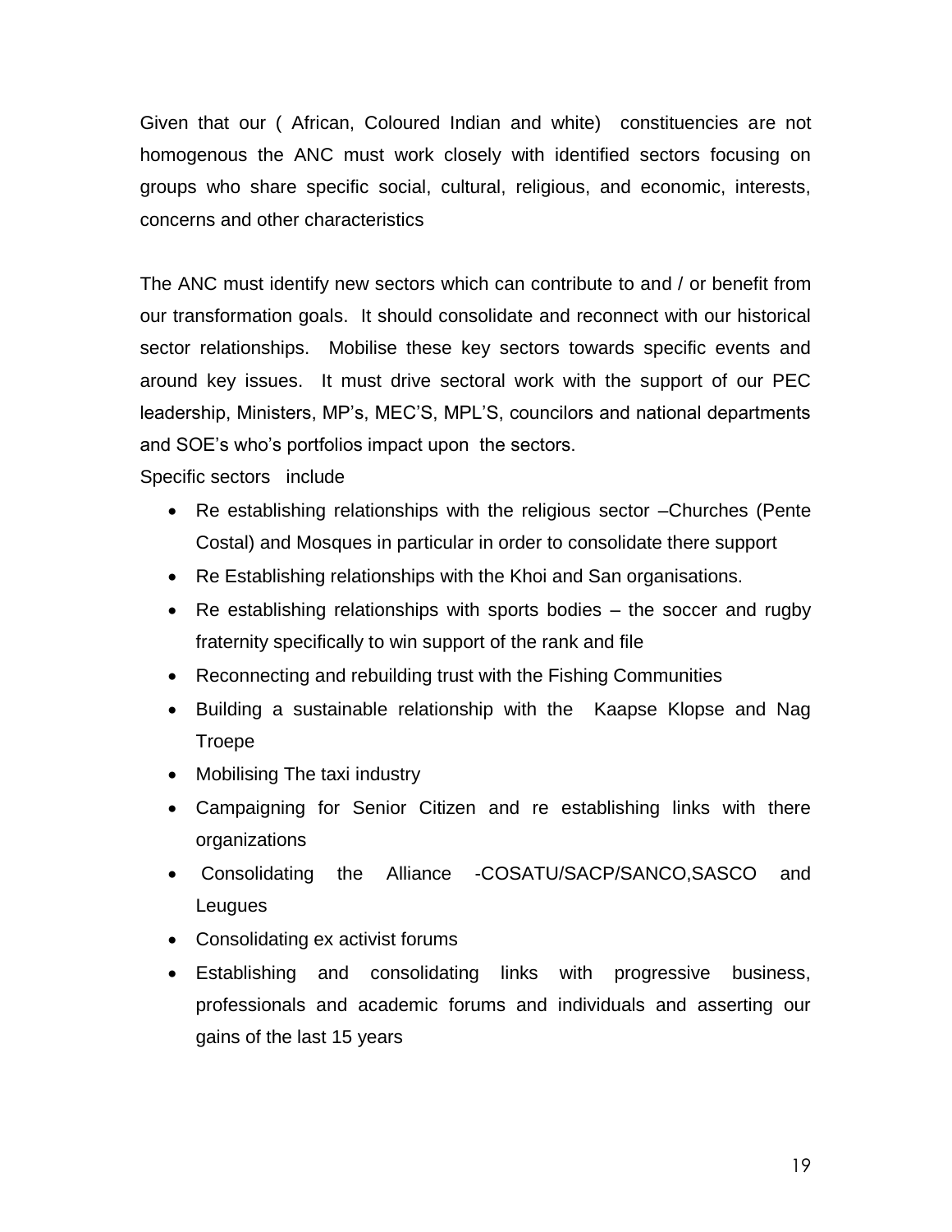Given that our ( African, Coloured Indian and white) constituencies are not homogenous the ANC must work closely with identified sectors focusing on groups who share specific social, cultural, religious, and economic, interests, concerns and other characteristics

The ANC must identify new sectors which can contribute to and / or benefit from our transformation goals. It should consolidate and reconnect with our historical sector relationships. Mobilise these key sectors towards specific events and around key issues. It must drive sectoral work with the support of our PEC leadership, Ministers, MP's, MEC'S, MPL'S, councilors and national departments and SOE's who's portfolios impact upon the sectors.

Specific sectors include

- Re establishing relationships with the religious sector –Churches (Pente Costal) and Mosques in particular in order to consolidate there support
- Re Establishing relationships with the Khoi and San organisations.
- Re establishing relationships with sports bodies – the soccer and rugby fraternity specifically to win support of the rank and file
- Reconnecting and rebuilding trust with the Fishing Communities
- Building a sustainable relationship with the Kaapse Klopse and Nag Troepe
- Mobilising The taxi industry
- Campaigning for Senior Citizen and re establishing links with there organizations
- Consolidating the Alliance -COSATU/SACP/SANCO,SASCO and Leugues
- Consolidating ex activist forums
- Establishing and consolidating links with progressive business, professionals and academic forums and individuals and asserting our gains of the last 15 years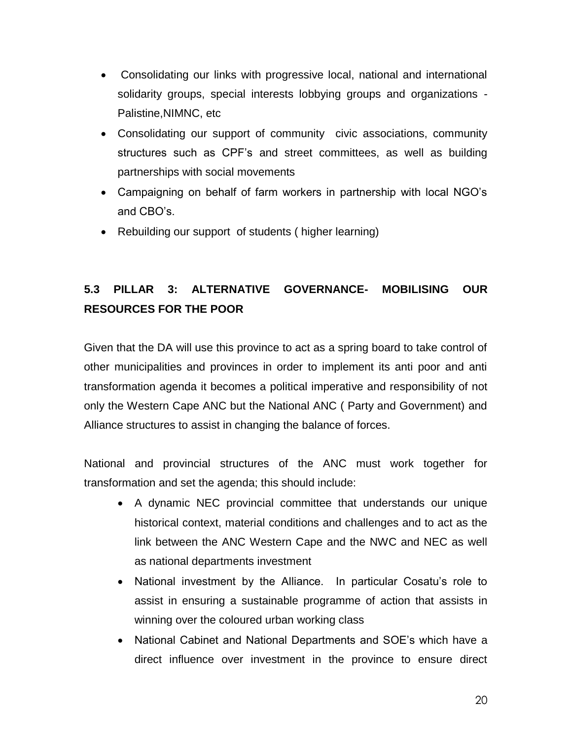- Consolidating our links with progressive local, national and international solidarity groups, special interests lobbying groups and organizations - Palistine,NIMNC, etc
- Consolidating our support of community civic associations, community structures such as CPF's and street committees, as well as building partnerships with social movements
- Campaigning on behalf of farm workers in partnership with local NGO's and CBO's.
- Rebuilding our support of students ( higher learning)

## 5.3 PILLAR 3: ALTERNATIVE GOVERNANCE- MOBILISING OUR RESOURCES FOR THE POOR

Given that the DA will use this province to act as a spring board to take control of other municipalities and provinces in order to implement its anti poor and anti transformation agenda it becomes a political imperative and responsibility of not only the Western Cape ANC but the National ANC ( Party and Government) and Alliance structures to assist in changing the balance of forces.

National and provincial structures of the ANC must work together for transformation and set the agenda; this should include:

- A dynamic NEC provincial committee that understands our unique historical context, material conditions and challenges and to act as the link between the ANC Western Cape and the NWC and NEC as well as national departments investment
- National investment by the Alliance. In particular Cosatu's role to assist in ensuring a sustainable programme of action that assists in winning over the coloured urban working class
- National Cabinet and National Departments and SOE's which have a direct influence over investment in the province to ensure direct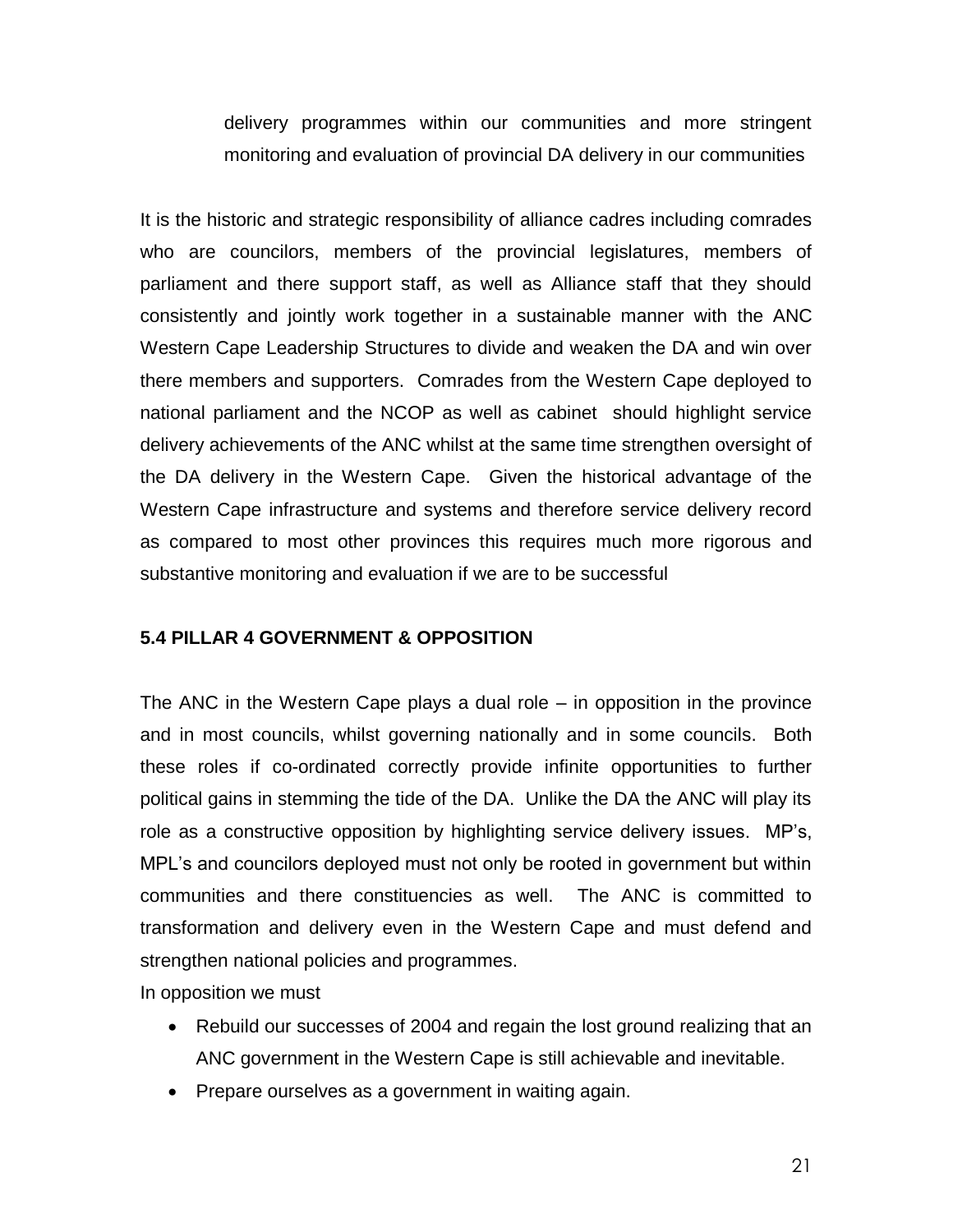delivery programmes within our communities and more stringent monitoring and evaluation of provincial DA delivery in our communities

It is the historic and strategic responsibility of alliance cadres including comrades who are councilors, members of the provincial legislatures, members of parliament and there support staff, as well as Alliance staff that they should consistently and jointly work together in a sustainable manner with the ANC Western Cape Leadership Structures to divide and weaken the DA and win over there members and supporters. Comrades from the Western Cape deployed to national parliament and the NCOP as well as cabinet should highlight service delivery achievements of the ANC whilst at the same time strengthen oversight of the DA delivery in the Western Cape. Given the historical advantage of the Western Cape infrastructure and systems and therefore service delivery record as compared to most other provinces this requires much more rigorous and substantive monitoring and evaluation if we are to be successful

### 5.4 PILLAR 4 GOVERNMENT & OPPOSITION

The ANC in the Western Cape plays a dual role – in opposition in the province and in most councils, whilst governing nationally and in some councils. Both these roles if co-ordinated correctly provide infinite opportunities to further political gains in stemming the tide of the DA. Unlike the DA the ANC will play its role as a constructive opposition by highlighting service delivery issues. MP's, MPL's and councilors deployed must not only be rooted in government but within communities and there constituencies as well. The ANC is committed to transformation and delivery even in the Western Cape and must defend and strengthen national policies and programmes.

In opposition we must

- Rebuild our successes of 2004 and regain the lost ground realizing that an ANC government in the Western Cape is still achievable and inevitable.
- Prepare ourselves as a government in waiting again.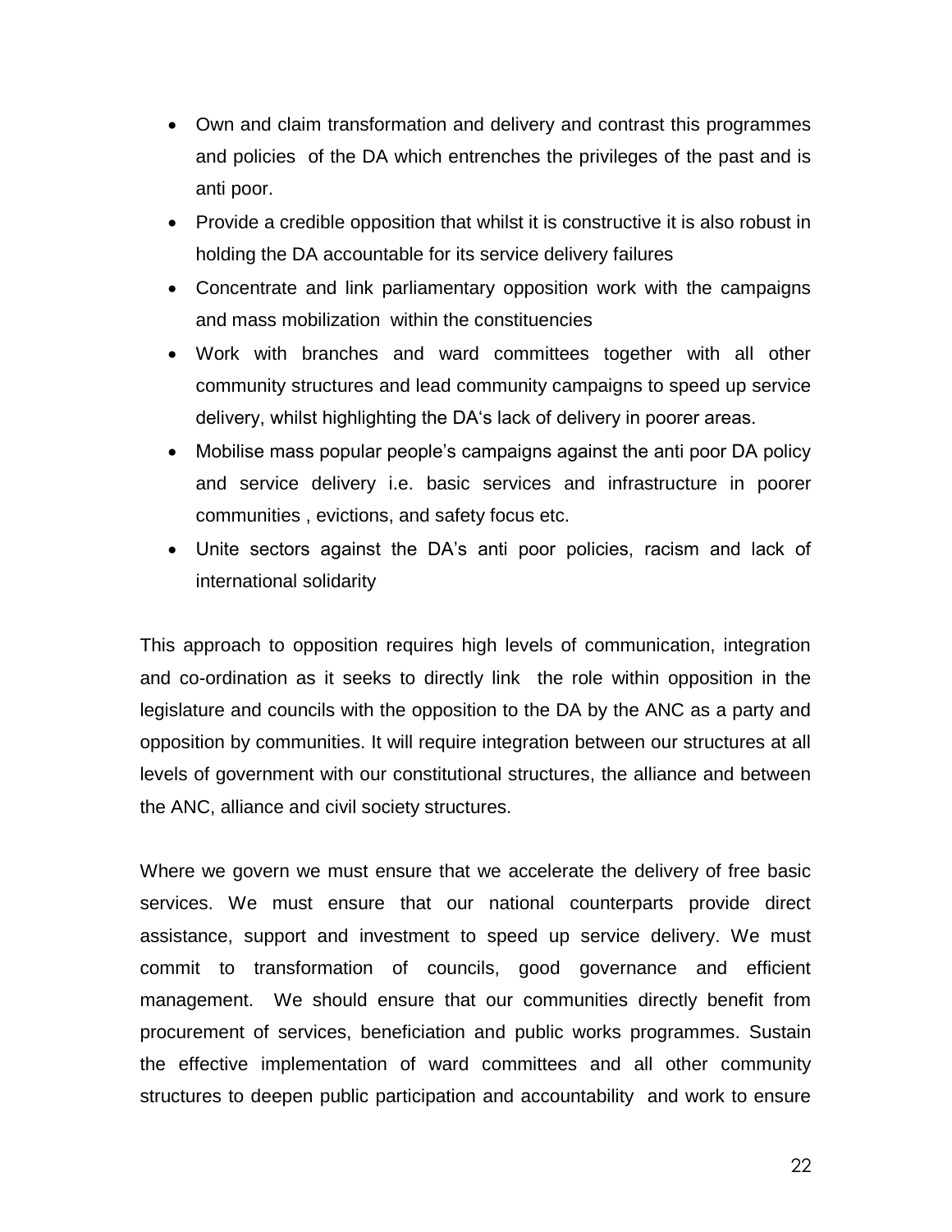- Own and claim transformation and delivery and contrast this programmes and policies of the DA which entrenches the privileges of the past and is anti poor.
- Provide a credible opposition that whilst it is constructive it is also robust in holding the DA accountable for its service delivery failures
- Concentrate and link parliamentary opposition work with the campaigns and mass mobilization within the constituencies
- Work with branches and ward committees together with all other community structures and lead community campaigns to speed up service delivery, whilst highlighting the DA's lack of delivery in poorer areas.
- Mobilise mass popular people's campaigns against the anti poor DA policy and service delivery i.e. basic services and infrastructure in poorer communities , evictions, and safety focus etc.
- Unite sectors against the DA's anti poor policies, racism and lack of international solidarity

This approach to opposition requires high levels of communication, integration and co-ordination as it seeks to directly link the role within opposition in the legislature and councils with the opposition to the DA by the ANC as a party and opposition by communities. It will require integration between our structures at all levels of government with our constitutional structures, the alliance and between the ANC, alliance and civil society structures.

Where we govern we must ensure that we accelerate the delivery of free basic services. We must ensure that our national counterparts provide direct assistance, support and investment to speed up service delivery. We must commit to transformation of councils, good governance and efficient management. We should ensure that our communities directly benefit from procurement of services, beneficiation and public works programmes. Sustain the effective implementation of ward committees and all other community structures to deepen public participation and accountability and work to ensure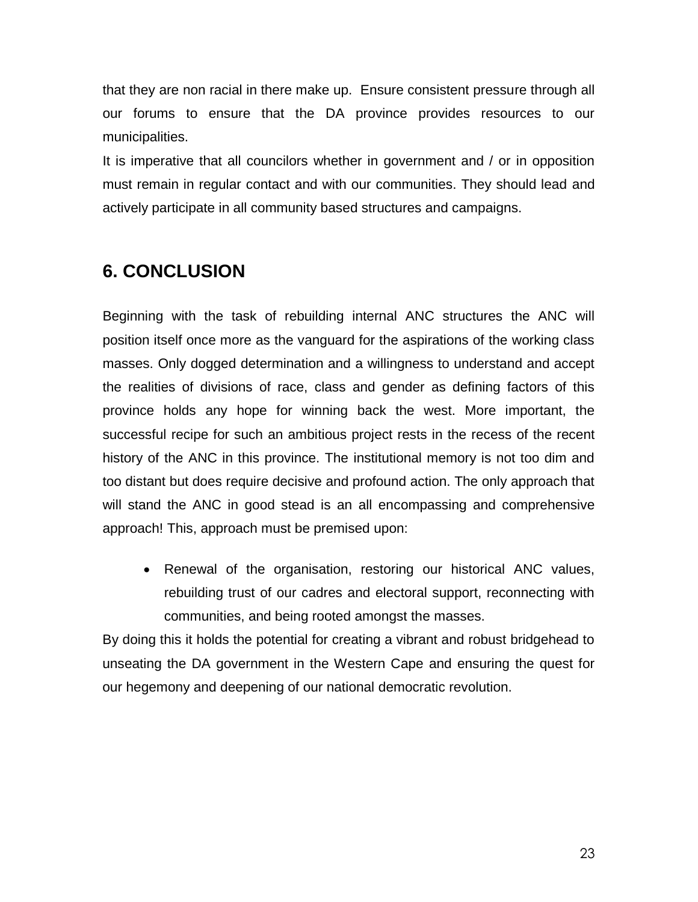that they are non racial in there make up. Ensure consistent pressure through all our forums to ensure that the DA province provides resources to our municipalities.

It is imperative that all councilors whether in government and / or in opposition must remain in regular contact and with our communities. They should lead and actively participate in all community based structures and campaigns.

## 6. CONCLUSION

Beginning with the task of rebuilding internal ANC structures the ANC will position itself once more as the vanguard for the aspirations of the working class masses. Only dogged determination and a willingness to understand and accept the realities of divisions of race, class and gender as defining factors of this province holds any hope for winning back the west. More important, the successful recipe for such an ambitious project rests in the recess of the recent history of the ANC in this province. The institutional memory is not too dim and too distant but does require decisive and profound action. The only approach that will stand the ANC in good stead is an all encompassing and comprehensive approach! This, approach must be premised upon:

- Renewal of the organisation, restoring our historical ANC values, rebuilding trust of our cadres and electoral support, reconnecting with communities, and being rooted amongst the masses.

By doing this it holds the potential for creating a vibrant and robust bridgehead to unseating the DA government in the Western Cape and ensuring the quest for our hegemony and deepening of our national democratic revolution.